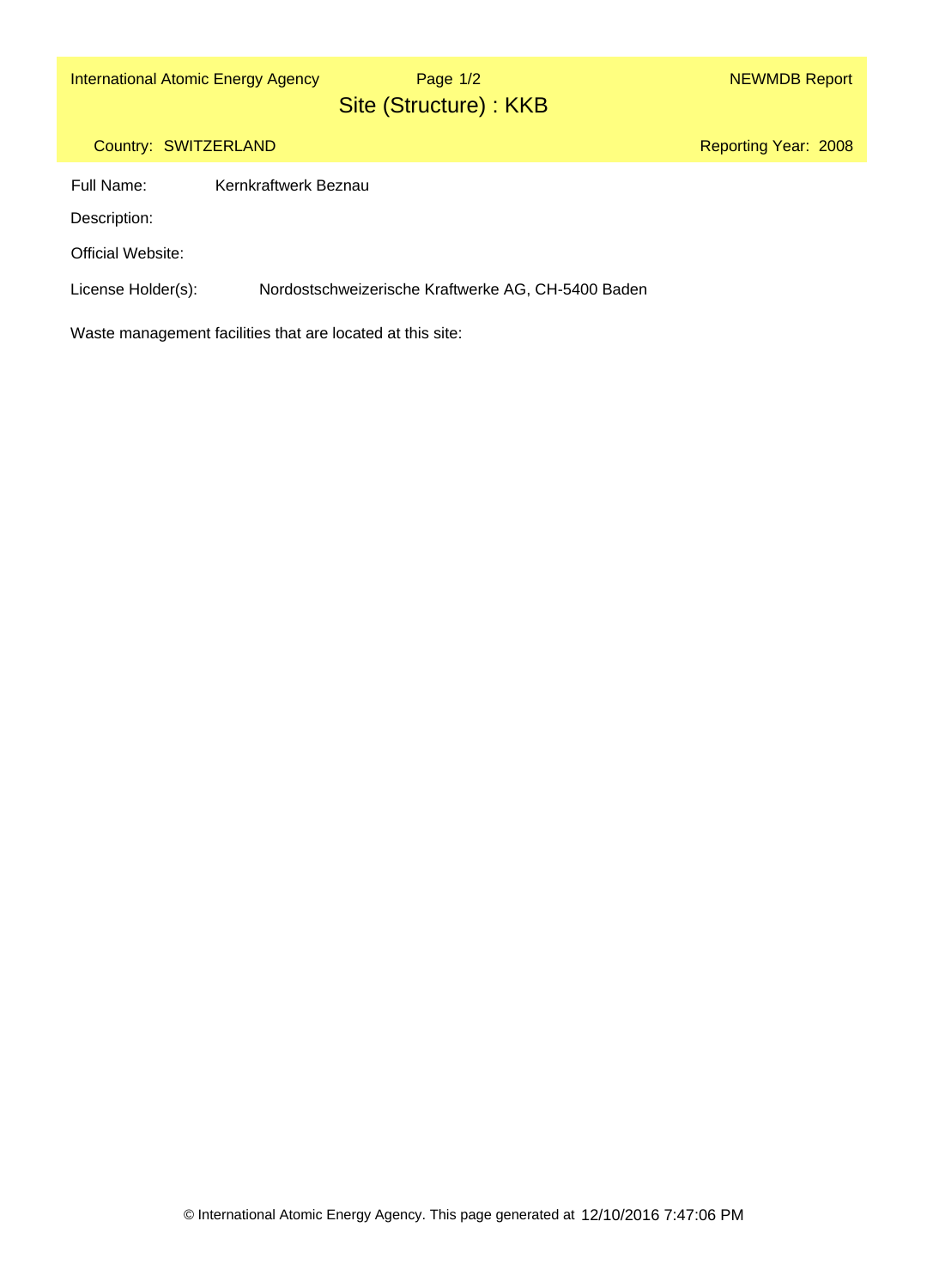International Atomic Energy Agency | NEWMDB Report

# Site (Structure) : KKB

Country: SWITZERLAND | Reporting Year: 2008

Full Name: Kernkraftwerk Beznau

Description:

Official Website:

License Holder(s): Nordostschweizerische Kraftwerke AG, CH-5400 Baden

Waste management facilities that are located at this site: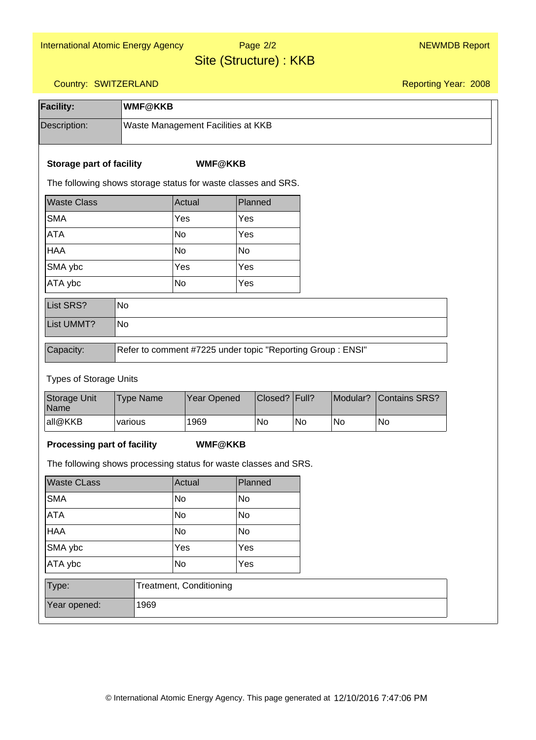## Site (Structure) : KKB

Country: SWITZERLAND

Reporting Year: 2008

| | |
|---|---|
| **Facility:** | **WMF@KKB** |
| Description: | Waste Management Facilities at KKB |

**Storage part of facility** **WMF@KKB**

The following shows storage status for waste classes and SRS.

| Waste Class | Actual | Planned |
|---|---|---|
| SMA | Yes | Yes |
| ATA | No | Yes |
| HAA | No | No |
| SMA ybc | Yes | Yes |
| ATA ybc | No | Yes |

| | |
|---|---|
| List SRS? | No |
| List UMMT? | No |

| | |
|---|---|
| Capacity: | Refer to comment #7225 under topic "Reporting Group : ENSI" |

Types of Storage Units

| Storage Unit Name | Type Name | Year Opened | Closed? | Full? | Modular? | Contains SRS? |
|---|---|---|---|---|---|---|
| all@KKB | various | 1969 | No | No | No | No |

**Processing part of facility** **WMF@KKB**

The following shows processing status for waste classes and SRS.

| Waste CLass | Actual | Planned |
|---|---|---|
| SMA | No | No |
| ATA | No | No |
| HAA | No | No |
| SMA ybc | Yes | Yes |
| ATA ybc | No | Yes |

| | |
|---|---|
| Type: | Treatment, Conditioning |
| Year opened: | 1969 |

© International Atomic Energy Agency. This page generated at 12/10/2016 7:47:06 PM